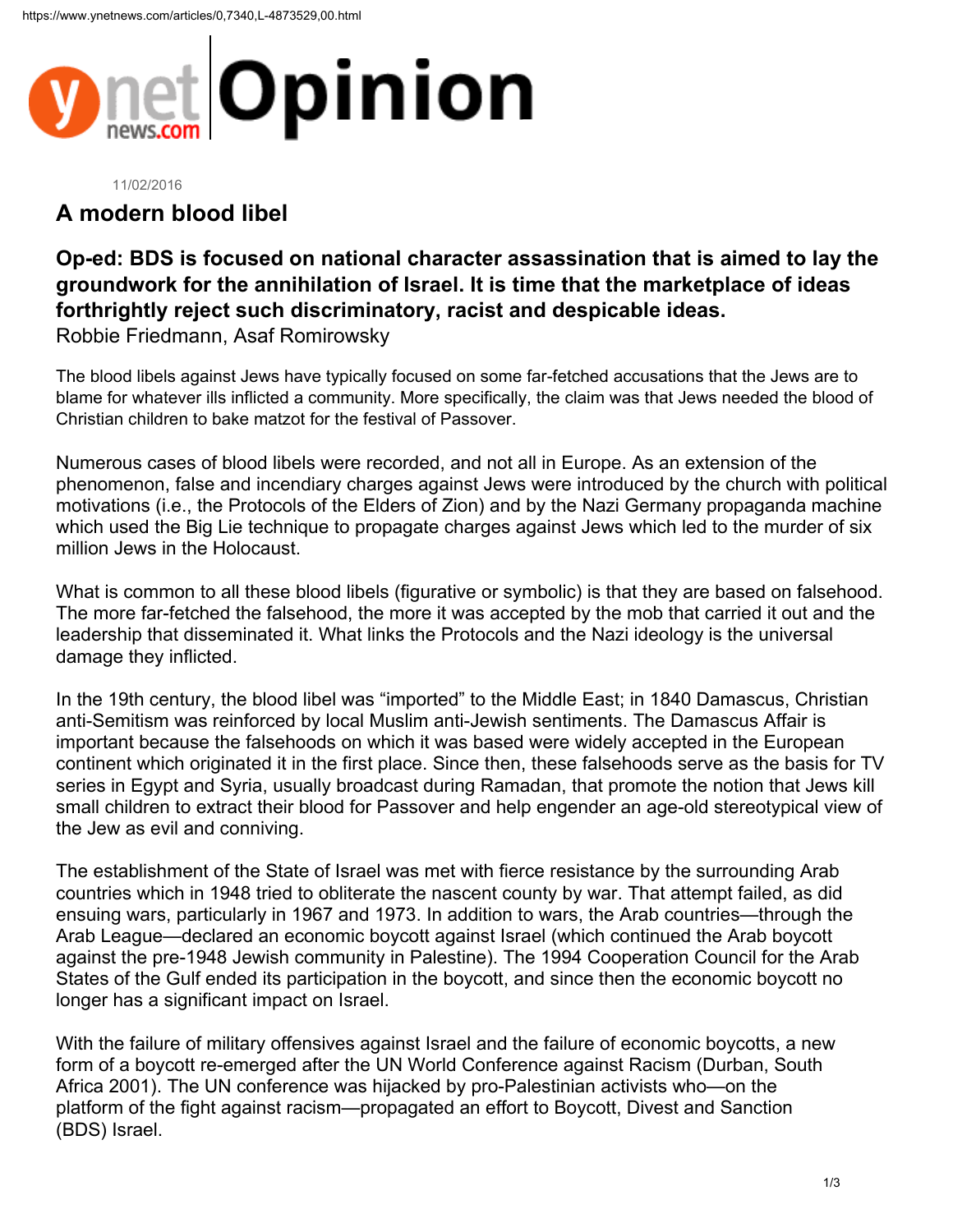# Opinion

11/02/2016

## A modern blood libel

### Op-ed: BDS is focused on national character assassination that is aimed to lay the groundwork for the annihilation of Israel. It is time that the marketplace of ideas forthrightly reject such discriminatory, racist and despicable ideas.

Robbie Friedmann, Asaf Romirowsky

The blood libels against Jews have typically focused on some far-fetched accusations that the Jews are to blame for whatever ills inflicted a community. More specifically, the claim was that Jews needed the blood of Christian children to bake matzot for the festival of Passover.

Numerous cases of blood libels were recorded, and not all in Europe. As an extension of the phenomenon, false and incendiary charges against Jews were introduced by the church with political motivations (i.e., the Protocols of the Elders of Zion) and by the Nazi Germany propaganda machine which used the Big Lie technique to propagate charges against Jews which led to the murder of six million Jews in the Holocaust.

What is common to all these blood libels (figurative or symbolic) is that they are based on falsehood. The more far-fetched the falsehood, the more it was accepted by the mob that carried it out and the leadership that disseminated it. What links the Protocols and the Nazi ideology is the universal damage they inflicted.

In the 19th century, the blood libel was "imported" to the Middle East; in 1840 Damascus, Christian anti-Semitism was reinforced by local Muslim anti-Jewish sentiments. The Damascus Affair is important because the falsehoods on which it was based were widely accepted in the European continent which originated it in the first place. Since then, these falsehoods serve as the basis for TV series in Egypt and Syria, usually broadcast during Ramadan, that promote the notion that Jews kill small children to extract their blood for Passover and help engender an age-old stereotypical view of the Jew as evil and conniving.

The establishment of the State of Israel was met with fierce resistance by the surrounding Arab countries which in 1948 tried to obliterate the nascent county by war. That attempt failed, as did ensuing wars, particularly in 1967 and 1973. In addition to wars, the Arab countries—through the Arab League—declared an economic boycott against Israel (which continued the Arab boycott against the pre-1948 Jewish community in Palestine). The 1994 Cooperation Council for the Arab States of the Gulf ended its participation in the boycott, and since then the economic boycott no longer has a significant impact on Israel.

With the failure of military offensives against Israel and the failure of economic boycotts, a new form of a boycott re-emerged after the UN World Conference against Racism (Durban, South Africa 2001). The UN conference was hijacked by pro-Palestinian activists who—on the platform of the fight against racism—propagated an effort to Boycott, Divest and Sanction (BDS) Israel.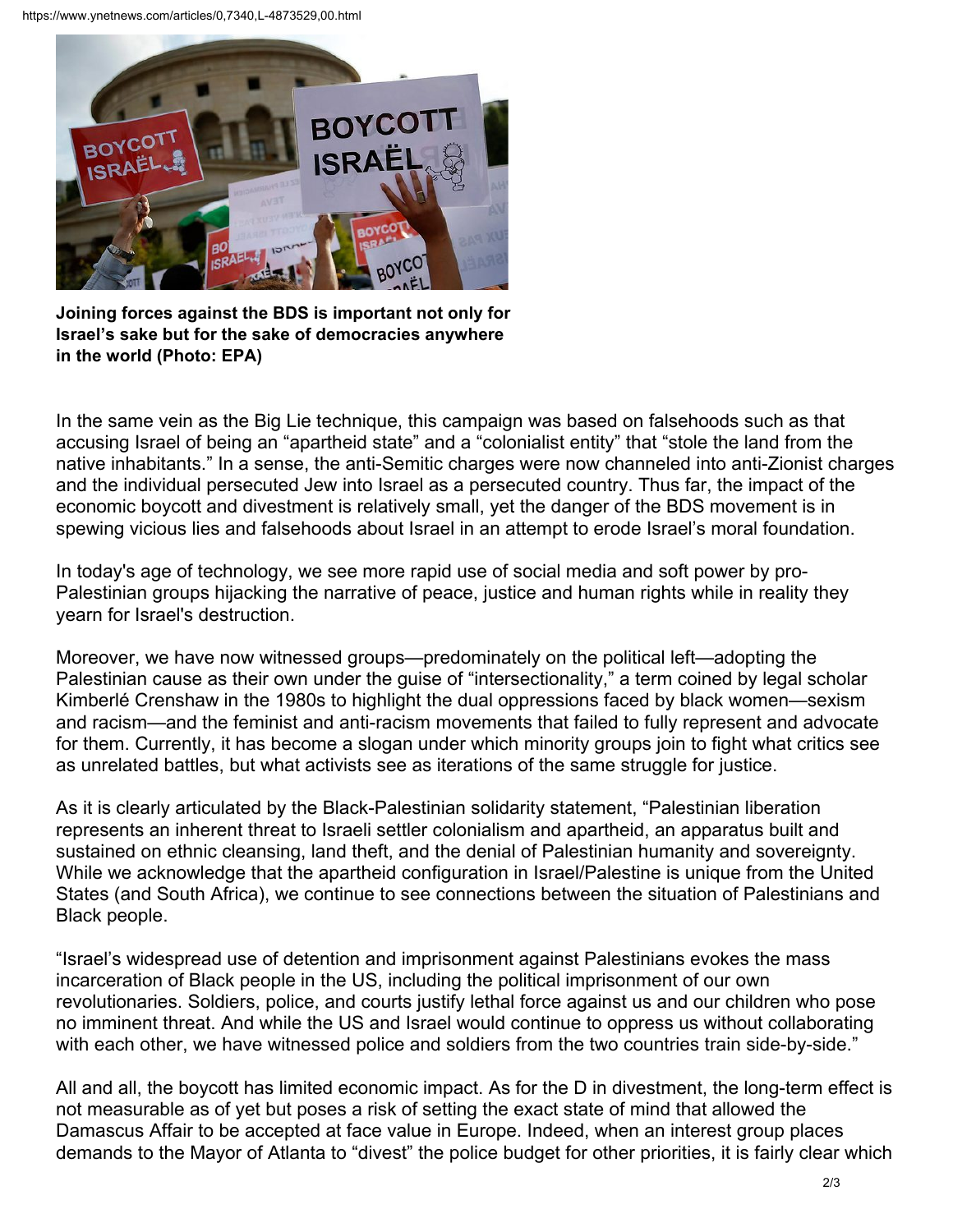**Joining forces against the BDS is important not only for Israel's sake but for the sake of democracies anywhere in the world (Photo: EPA)**

In the same vein as the Big Lie technique, this campaign was based on falsehoods such as that accusing Israel of being an "apartheid state" and a "colonialist entity" that "stole the land from the native inhabitants." In a sense, the anti-Semitic charges were now channeled into anti-Zionist charges and the individual persecuted Jew into Israel as a persecuted country. Thus far, the impact of the economic boycott and divestment is relatively small, yet the danger of the BDS movement is in spewing vicious lies and falsehoods about Israel in an attempt to erode Israel's moral foundation.

In today's age of technology, we see more rapid use of social media and soft power by pro-Palestinian groups hijacking the narrative of peace, justice and human rights while in reality they yearn for Israel's destruction.

Moreover, we have now witnessed groups—predominately on the political left—adopting the Palestinian cause as their own under the guise of "intersectionality," a term coined by legal scholar Kimberlé Crenshaw in the 1980s to highlight the dual oppressions faced by black women—sexism and racism—and the feminist and anti-racism movements that failed to fully represent and advocate for them. Currently, it has become a slogan under which minority groups join to fight what critics see as unrelated battles, but what activists see as iterations of the same struggle for justice.

As it is clearly articulated by the Black-Palestinian solidarity statement, "Palestinian liberation represents an inherent threat to Israeli settler colonialism and apartheid, an apparatus built and sustained on ethnic cleansing, land theft, and the denial of Palestinian humanity and sovereignty. While we acknowledge that the apartheid configuration in Israel/Palestine is unique from the United States (and South Africa), we continue to see connections between the situation of Palestinians and Black people.

"Israel's widespread use of detention and imprisonment against Palestinians evokes the mass incarceration of Black people in the US, including the political imprisonment of our own revolutionaries. Soldiers, police, and courts justify lethal force against us and our children who pose no imminent threat. And while the US and Israel would continue to oppress us without collaborating with each other, we have witnessed police and soldiers from the two countries train side-by-side."

All and all, the boycott has limited economic impact. As for the D in divestment, the long-term effect is not measurable as of yet but poses a risk of setting the exact state of mind that allowed the Damascus Affair to be accepted at face value in Europe. Indeed, when an interest group places demands to the Mayor of Atlanta to "divest" the police budget for other priorities, it is fairly clear which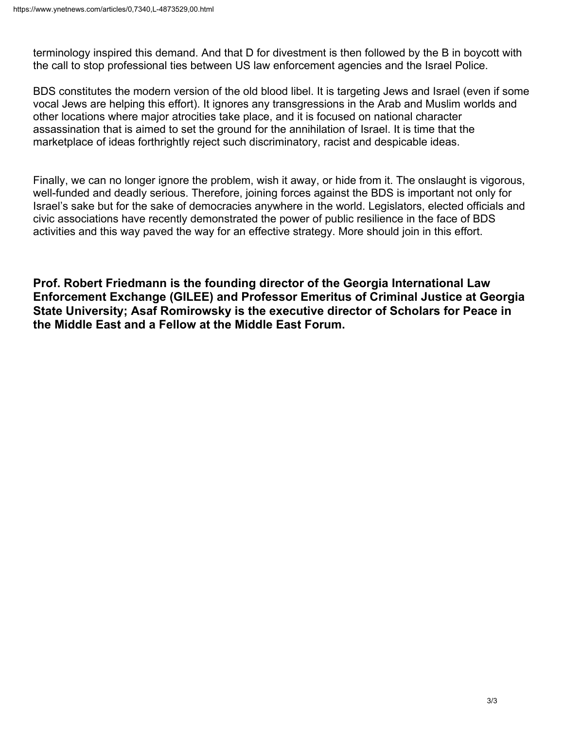terminology inspired this demand. And that D for divestment is then followed by the B in boycott with the call to stop professional ties between US law enforcement agencies and the Israel Police.

BDS constitutes the modern version of the old blood libel. It is targeting Jews and Israel (even if some vocal Jews are helping this effort). It ignores any transgressions in the Arab and Muslim worlds and other locations where major atrocities take place, and it is focused on national character assassination that is aimed to set the ground for the annihilation of Israel. It is time that the marketplace of ideas forthrightly reject such discriminatory, racist and despicable ideas.

Finally, we can no longer ignore the problem, wish it away, or hide from it. The onslaught is vigorous, well-funded and deadly serious. Therefore, joining forces against the BDS is important not only for Israel's sake but for the sake of democracies anywhere in the world. Legislators, elected officials and civic associations have recently demonstrated the power of public resilience in the face of BDS activities and this way paved the way for an effective strategy. More should join in this effort.

**Prof. Robert Friedmann is the founding director of the Georgia International Law Enforcement Exchange (GILEE) and Professor Emeritus of Criminal Justice at Georgia State University; Asaf Romirowsky is the executive director of Scholars for Peace in the Middle East and a Fellow at the Middle East Forum.**